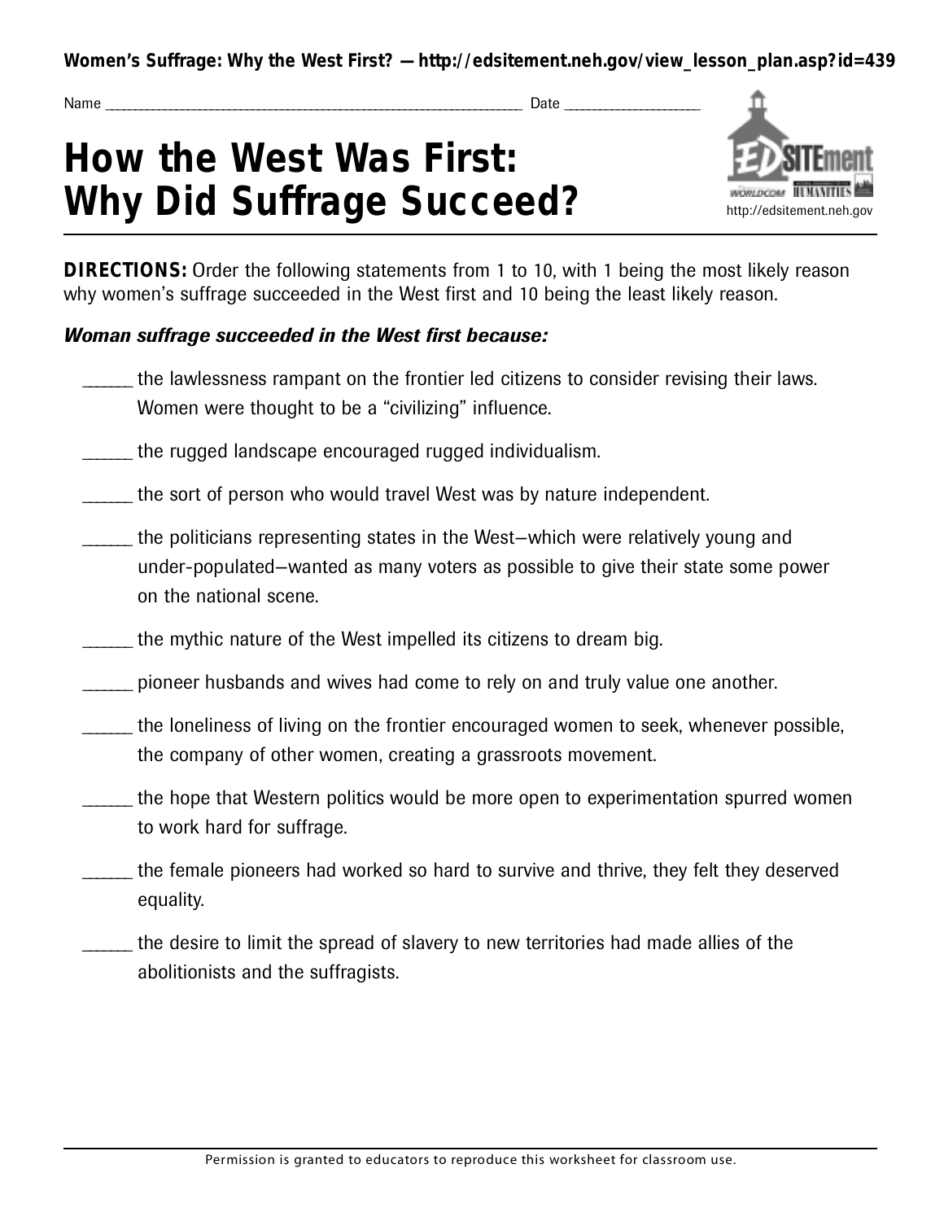Women's Suffrage: Why the West First? —http://edsitement.neh.gov/view_lesson_plan.asp?id=439

Name ______________________________ Date ______________

# How the West Was First: Why Did Suffrage Succeed?

**DIRECTIONS:** Order the following statements from 1 to 10, with 1 being the most likely reason why women's suffrage succeeded in the West first and 10 being the least likely reason.

***Woman suffrage succeeded in the West first because:***

_____ the lawlessness rampant on the frontier led citizens to consider revising their laws. Women were thought to be a "civilizing" influence.

_____ the rugged landscape encouraged rugged individualism.

_____ the sort of person who would travel West was by nature independent.

_____ the politicians representing states in the West—which were relatively young and under-populated—wanted as many voters as possible to give their state some power on the national scene.

_____ the mythic nature of the West impelled its citizens to dream big.

_____ pioneer husbands and wives had come to rely on and truly value one another.

_____ the loneliness of living on the frontier encouraged women to seek, whenever possible, the company of other women, creating a grassroots movement.

_____ the hope that Western politics would be more open to experimentation spurred women to work hard for suffrage.

_____ the female pioneers had worked so hard to survive and thrive, they felt they deserved equality.

_____ the desire to limit the spread of slavery to new territories had made allies of the abolitionists and the suffragists.

Permission is granted to educators to reproduce this worksheet for classroom use.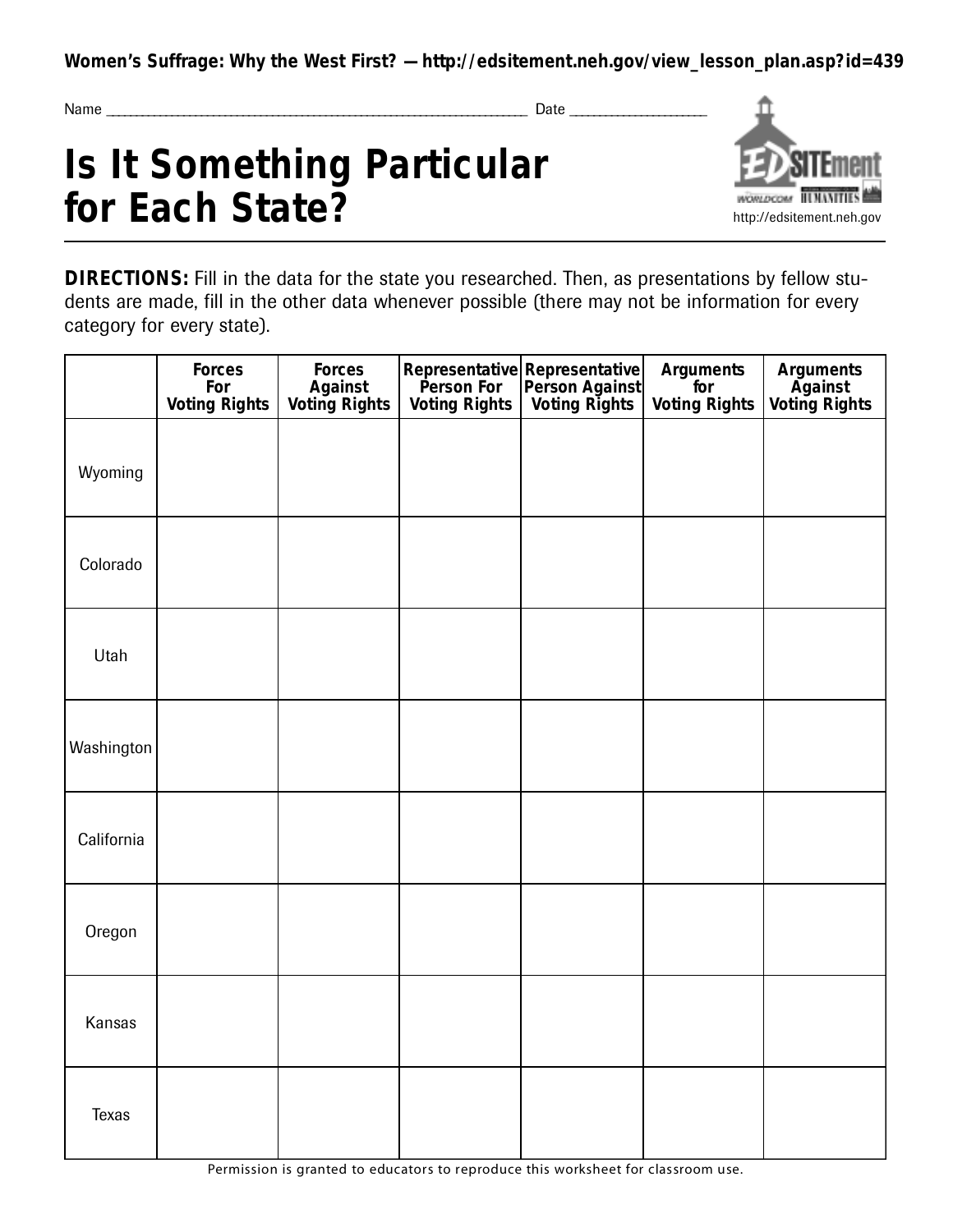Women's Suffrage: Why the West First? —http://edsitement.neh.gov/view_lesson_plan.asp?id=439

Name ______________________________ Date ____________

# Is It Something Particular for Each State?

http://edsitement.neh.gov

**DIRECTIONS:** Fill in the data for the state you researched. Then, as presentations by fellow students are made, fill in the other data whenever possible (there may not be information for every category for every state).

| | Forces For Voting Rights | Forces Against Voting Rights | Representative Person For Voting Rights | Representative Person Against Voting Rights | Arguments for Voting Rights | Arguments Against Voting Rights |
|---|---|---|---|---|---|---|
| Wyoming | | | | | | |
| Colorado | | | | | | |
| Utah | | | | | | |
| Washington | | | | | | |
| California | | | | | | |
| Oregon | | | | | | |
| Kansas | | | | | | |
| Texas | | | | | | |

Permission is granted to educators to reproduce this worksheet for classroom use.